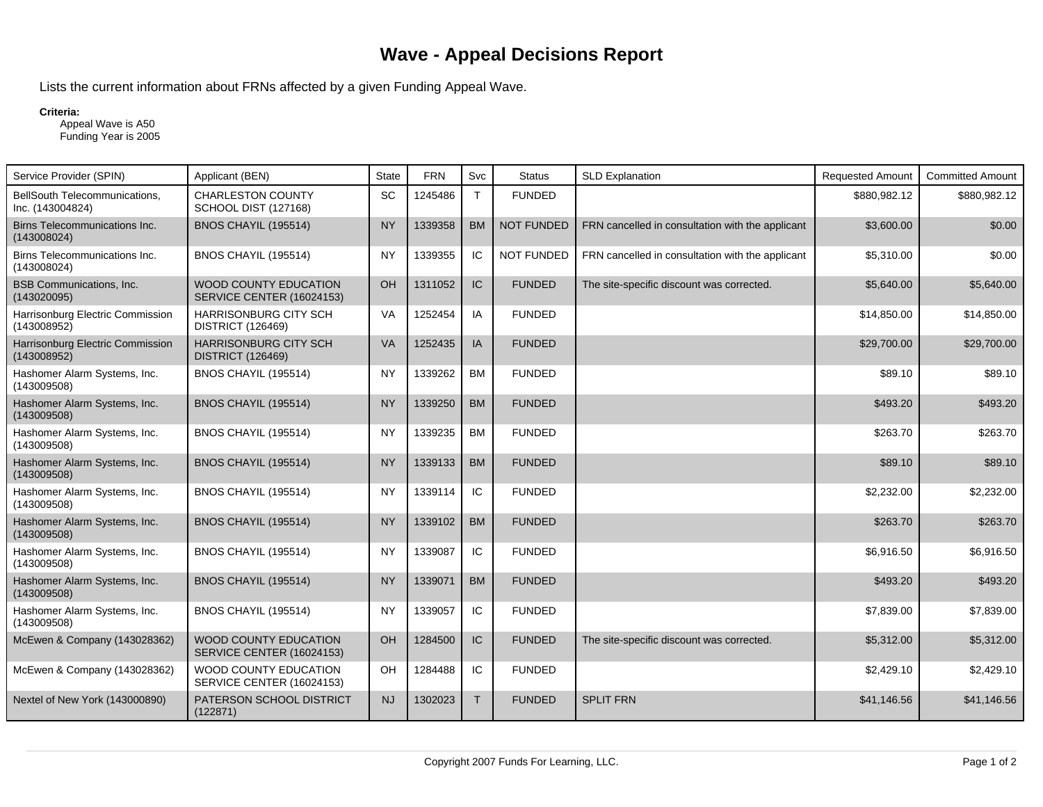# Wave - Appeal Decisions Report

Lists the current information about FRNs affected by a given Funding Appeal Wave.

**Criteria:**
Appeal Wave is A50
Funding Year is 2005

| Service Provider (SPIN) | Applicant (BEN) | State | FRN | Svc | Status | SLD Explanation | Requested Amount | Committed Amount |
|---|---|---|---|---|---|---|---|---|
| BellSouth Telecommunications, Inc. (143004824) | CHARLESTON COUNTY SCHOOL DIST (127168) | SC | 1245486 | T | FUNDED | | $880,982.12 | $880,982.12 |
| Birns Telecommunications Inc. (143008024) | BNOS CHAYIL (195514) | NY | 1339358 | BM | NOT FUNDED | FRN cancelled in consultation with the applicant | $3,600.00 | $0.00 |
| Birns Telecommunications Inc. (143008024) | BNOS CHAYIL (195514) | NY | 1339355 | IC | NOT FUNDED | FRN cancelled in consultation with the applicant | $5,310.00 | $0.00 |
| BSB Communications, Inc. (143020095) | WOOD COUNTY EDUCATION SERVICE CENTER (16024153) | OH | 1311052 | IC | FUNDED | The site-specific discount was corrected. | $5,640.00 | $5,640.00 |
| Harrisonburg Electric Commission (143008952) | HARRISONBURG CITY SCH DISTRICT (126469) | VA | 1252454 | IA | FUNDED | | $14,850.00 | $14,850.00 |
| Harrisonburg Electric Commission (143008952) | HARRISONBURG CITY SCH DISTRICT (126469) | VA | 1252435 | IA | FUNDED | | $29,700.00 | $29,700.00 |
| Hashomer Alarm Systems, Inc. (143009508) | BNOS CHAYIL (195514) | NY | 1339262 | BM | FUNDED | | $89.10 | $89.10 |
| Hashomer Alarm Systems, Inc. (143009508) | BNOS CHAYIL (195514) | NY | 1339250 | BM | FUNDED | | $493.20 | $493.20 |
| Hashomer Alarm Systems, Inc. (143009508) | BNOS CHAYIL (195514) | NY | 1339235 | BM | FUNDED | | $263.70 | $263.70 |
| Hashomer Alarm Systems, Inc. (143009508) | BNOS CHAYIL (195514) | NY | 1339133 | BM | FUNDED | | $89.10 | $89.10 |
| Hashomer Alarm Systems, Inc. (143009508) | BNOS CHAYIL (195514) | NY | 1339114 | IC | FUNDED | | $2,232.00 | $2,232.00 |
| Hashomer Alarm Systems, Inc. (143009508) | BNOS CHAYIL (195514) | NY | 1339102 | BM | FUNDED | | $263.70 | $263.70 |
| Hashomer Alarm Systems, Inc. (143009508) | BNOS CHAYIL (195514) | NY | 1339087 | IC | FUNDED | | $6,916.50 | $6,916.50 |
| Hashomer Alarm Systems, Inc. (143009508) | BNOS CHAYIL (195514) | NY | 1339071 | BM | FUNDED | | $493.20 | $493.20 |
| Hashomer Alarm Systems, Inc. (143009508) | BNOS CHAYIL (195514) | NY | 1339057 | IC | FUNDED | | $7,839.00 | $7,839.00 |
| McEwen & Company (143028362) | WOOD COUNTY EDUCATION SERVICE CENTER (16024153) | OH | 1284500 | IC | FUNDED | The site-specific discount was corrected. | $5,312.00 | $5,312.00 |
| McEwen & Company (143028362) | WOOD COUNTY EDUCATION SERVICE CENTER (16024153) | OH | 1284488 | IC | FUNDED | | $2,429.10 | $2,429.10 |
| Nextel of New York (143000890) | PATERSON SCHOOL DISTRICT (122871) | NJ | 1302023 | T | FUNDED | SPLIT FRN | $41,146.56 | $41,146.56 |

Copyright 2007 Funds For Learning, LLC.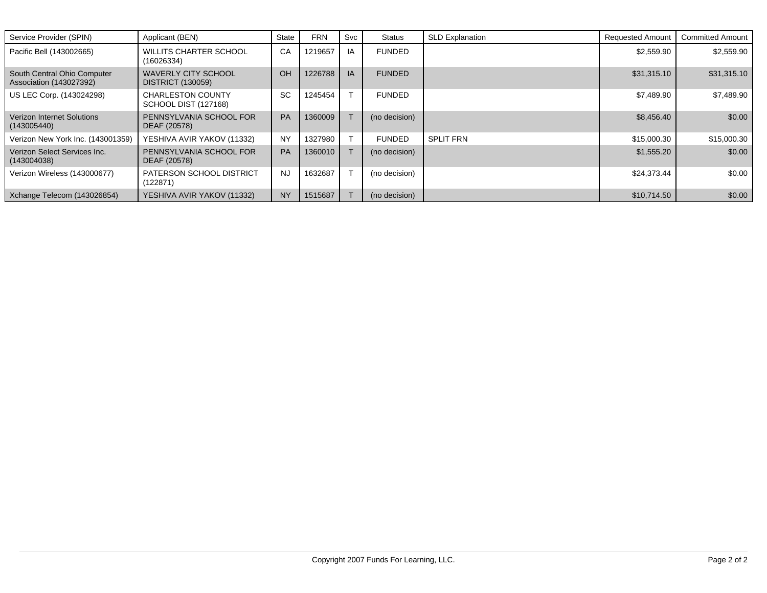| Service Provider (SPIN) | Applicant (BEN) | State | FRN | Svc | Status | SLD Explanation | Requested Amount | Committed Amount |
|---|---|---|---|---|---|---|---|---|
| Pacific Bell (143002665) | WILLITS CHARTER SCHOOL (16026334) | CA | 1219657 | IA | FUNDED | | $2,559.90 | $2,559.90 |
| South Central Ohio Computer Association (143027392) | WAVERLY CITY SCHOOL DISTRICT (130059) | OH | 1226788 | IA | FUNDED | | $31,315.10 | $31,315.10 |
| US LEC Corp. (143024298) | CHARLESTON COUNTY SCHOOL DIST (127168) | SC | 1245454 | T | FUNDED | | $7,489.90 | $7,489.90 |
| Verizon Internet Solutions (143005440) | PENNSYLVANIA SCHOOL FOR DEAF (20578) | PA | 1360009 | T | (no decision) | | $8,456.40 | $0.00 |
| Verizon New York Inc. (143001359) | YESHIVA AVIR YAKOV (11332) | NY | 1327980 | T | FUNDED | SPLIT FRN | $15,000.30 | $15,000.30 |
| Verizon Select Services Inc. (143004038) | PENNSYLVANIA SCHOOL FOR DEAF (20578) | PA | 1360010 | T | (no decision) | | $1,555.20 | $0.00 |
| Verizon Wireless (143000677) | PATERSON SCHOOL DISTRICT (122871) | NJ | 1632687 | T | (no decision) | | $24,373.44 | $0.00 |
| Xchange Telecom (143026854) | YESHIVA AVIR YAKOV (11332) | NY | 1515687 | T | (no decision) | | $10,714.50 | $0.00 |

Copyright 2007 Funds For Learning, LLC.